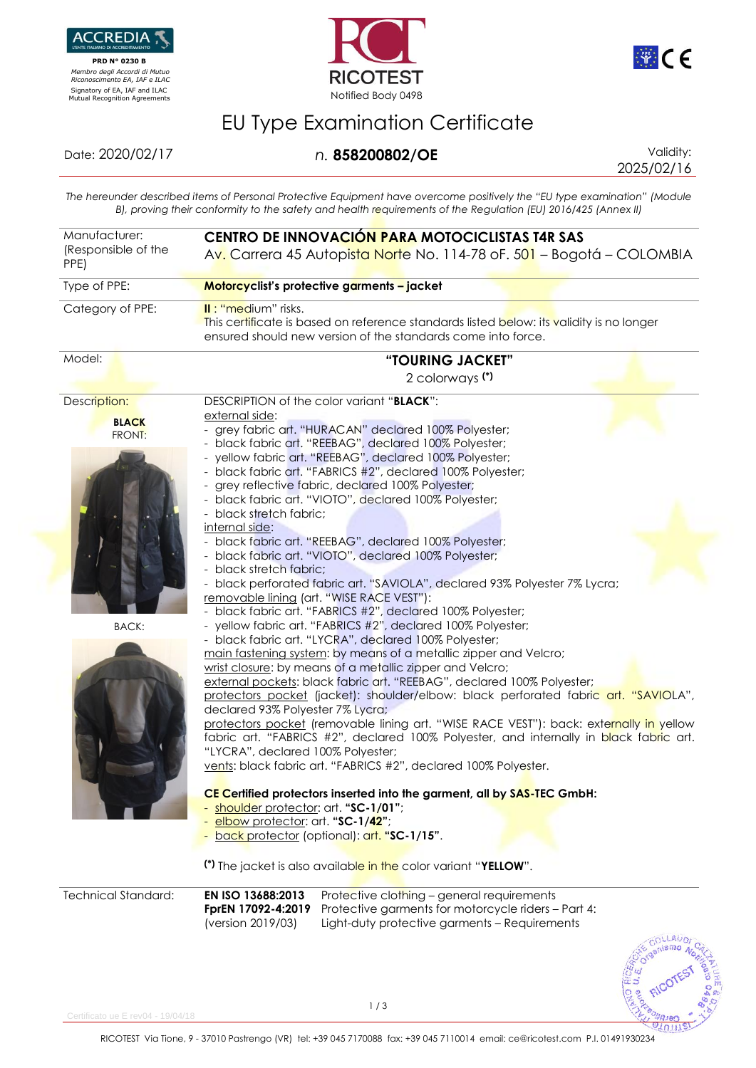ACCREDIA
L'ENTE ITALIANO DI ACCREDITAMENTO

**PRD N° 0230 B**

*Membro degli Accordi di Mutuo Riconoscimento EA, IAF e ILAC*

Signatory of EA, IAF and ILAC Mutual Recognition Agreements

RICOTEST
Notified Body 0498

# EU Type Examination Certificate

Date: 2020/02/17 — *n.* **858200802/OE** — Validity: 2025/02/16

*The hereunder described items of Personal Protective Equipment have overcome positively the "EU type examination" (Module B), proving their conformity to the safety and health requirements of the Regulation (EU) 2016/425 (Annex II)*

| | |
|---|---|
| Manufacturer: (Responsible of the PPE) | **CENTRO DE INNOVACIÓN PARA MOTOCICLISTAS T4R SAS** Av. Carrera 45 Autopista Norte No. 114-78 oF. 501 – Bogotá – COLOMBIA |
| Type of PPE: | **Motorcyclist's protective garments – jacket** |
| Category of PPE: | **II** : "medium" risks. This certificate is based on reference standards listed below: its validity is no longer ensured should new version of the standards come into force. |
| Model: | **"TOURING JACKET"** 2 colorways **(*)** |

**Description:**

**BLACK**
FRONT:

BACK:

DESCRIPTION of the color variant "**BLACK**":

external side:
- grey fabric art. "HURACAN" declared 100% Polyester;
- black fabric art. "REEBAG", declared 100% Polyester;
- yellow fabric art. "REEBAG", declared 100% Polyester;
- black fabric art. "FABRICS #2", declared 100% Polyester;
- grey reflective fabric, declared 100% Polyester;
- black fabric art. "VIOTO", declared 100% Polyester;
- black stretch fabric;

internal side:
- black fabric art. "REEBAG", declared 100% Polyester;
- black fabric art. "VIOTO", declared 100% Polyester;
- black stretch fabric;
- black perforated fabric art. "SAVIOLA", declared 93% Polyester 7% Lycra;

removable lining (art. "WISE RACE VEST"):
- black fabric art. "FABRICS #2", declared 100% Polyester;
- yellow fabric art. "FABRICS #2", declared 100% Polyester;
- black fabric art. "LYCRA", declared 100% Polyester;

main fastening system: by means of a metallic zipper and Velcro;
wrist closure: by means of a metallic zipper and Velcro;
external pockets: black fabric art. "REEBAG", declared 100% Polyester;
protectors pocket (jacket): shoulder/elbow: black perforated fabric art. "SAVIOLA", declared 93% Polyester 7% Lycra;
protectors pocket (removable lining art. "WISE RACE VEST"): back: externally in yellow fabric art. "FABRICS #2", declared 100% Polyester, and internally in black fabric art. "LYCRA", declared 100% Polyester;
vents: black fabric art. "FABRICS #2", declared 100% Polyester.

**CE Certified protectors inserted into the garment, all by SAS-TEC GmbH:**
- shoulder protector: art. **"SC-1/01"**;
- elbow protector: art. **"SC-1/42"**;
- back protector (optional): art. **"SC-1/15"**.

**(*)** The jacket is also available in the color variant "**YELLOW**".

| Technical Standard: | | |
|---|---|---|
| | **EN ISO 13688:2013** | Protective clothing – general requirements |
| | **FprEN 17092-4:2019** (version 2019/03) | Protective garments for motorcycle riders – Part 4: Light-duty protective garments – Requirements |

Certificato ue E rev04 - 19/04/18

RICOTEST Via Tione, 9 - 37010 Pastrengo (VR) tel: +39 045 7170088 fax: +39 045 7110014 email: ce@ricotest.com P.I. 01491930234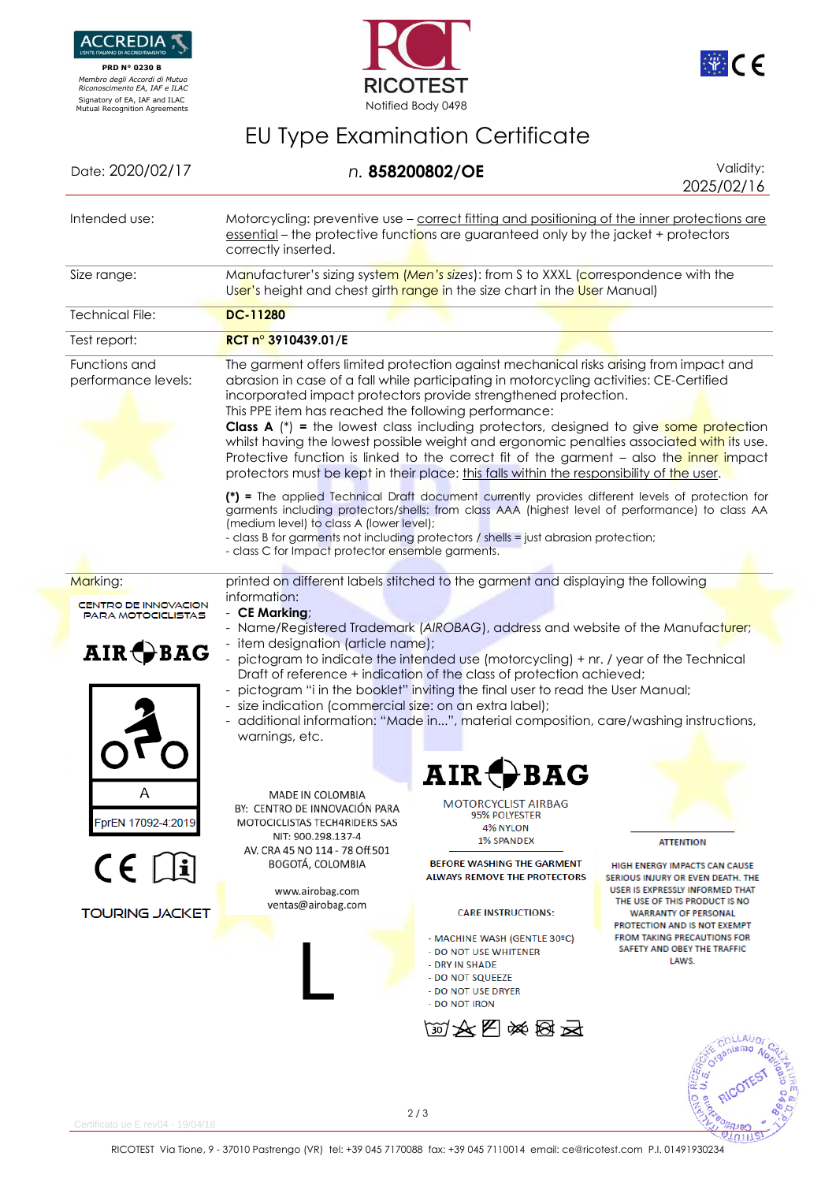ACCREDIA
L'ENTE ITALIANO DI ACCREDITAMENTO
PRD N° 0230 B
*Membro degli Accordi di Mutuo Riconoscimento EA, IAF e ILAC*
Signatory of EA, IAF and ILAC Mutual Recognition Agreements

RICOTEST
Notified Body 0498

# EU Type Examination Certificate

Date: 2020/02/17 | *n.* **858200802/OE** | Validity: 2025/02/16

| | |
|---|---|
| Intended use: | Motorcycling: preventive use – correct fitting and positioning of the inner protections are essential – the protective functions are guaranteed only by the jacket + protectors correctly inserted. |
| Size range: | Manufacturer's sizing system (*Men's sizes*): from S to XXXL (correspondence with the User's height and chest girth range in the size chart in the User Manual) |
| Technical File: | **DC-11280** |
| Test report: | **RCT n° 3910439.01/E** |
| Functions and performance levels: | The garment offers limited protection against mechanical risks arising from impact and abrasion in case of a fall while participating in motorcycling activities: CE-Certified incorporated impact protectors provide strengthened protection. This PPE item has reached the following performance: **Class A** (*) **=** the lowest class including protectors, designed to give some protection whilst having the lowest possible weight and ergonomic penalties associated with its use. Protective function is linked to the correct fit of the garment – also the inner impact protectors must be kept in their place: this falls within the responsibility of the user. **(*) =** The applied Technical Draft document currently provides different levels of protection for garments including protectors/shells: from class AAA (highest level of performance) to class AA (medium level) to class A (lower level); - class B for garments not including protectors / shells = just abrasion protection; - class C for Impact protector ensemble garments. |

Marking: printed on different labels stitched to the garment and displaying the following information:

- **CE Marking**;
- Name/Registered Trademark (*AIROBAG*), address and website of the Manufacturer;
- item designation (article name);
- pictogram to indicate the intended use (motorcycling) + nr. / year of the Technical Draft of reference + indication of the class of protection achieved;
- pictogram "i in the booklet" inviting the final user to read the User Manual;
- size indication (commercial size: on an extra label);
- additional information: "Made in...", material composition, care/washing instructions, warnings, etc.

CENTRO DE INNOVACION PARA MOTOCICLISTAS

AIR BAG

A

FprEN 17092-4:2019

CE

TOURING JACKET

MADE IN COLOMBIA
BY: CENTRO DE INNOVACIÓN PARA MOTOCICLISTAS TECH4RIDERS SAS
NIT: 900.298.137-4
AV. CRA 45 NO 114 - 78 Off.501
BOGOTÁ, COLOMBIA

www.airobag.com
ventas@airobag.com

L

AIR BAG
MOTORCYCLIST AIRBAG
95% POLYESTER
4% NYLON
1% SPANDEX

BEFORE WASHING THE GARMENT ALWAYS REMOVE THE PROTECTORS

CARE INSTRUCTIONS:

- MACHINE WASH (GENTLE 30ºC)
- DO NOT USE WHITENER
- DRY IN SHADE
- DO NOT SQUEEZE
- DO NOT USE DRYER
- DO NOT IRON

ATTENTION

HIGH ENERGY IMPACTS CAN CAUSE SERIOUS INJURY OR EVEN DEATH. THE USER IS EXPRESSLY INFORMED THAT THE USE OF THIS PRODUCT IS NO WARRANTY OF PERSONAL PROTECTION AND IS NOT EXEMPT FROM TAKING PRECAUTIONS FOR SAFETY AND OBEY THE TRAFFIC LAWS.

Certificato ue E rev04 - 19/04/18

RICOTEST Via Tione, 9 - 37010 Pastrengo (VR) tel: +39 045 7170088 fax: +39 045 7110014 email: ce@ricotest.com P.I. 01491930234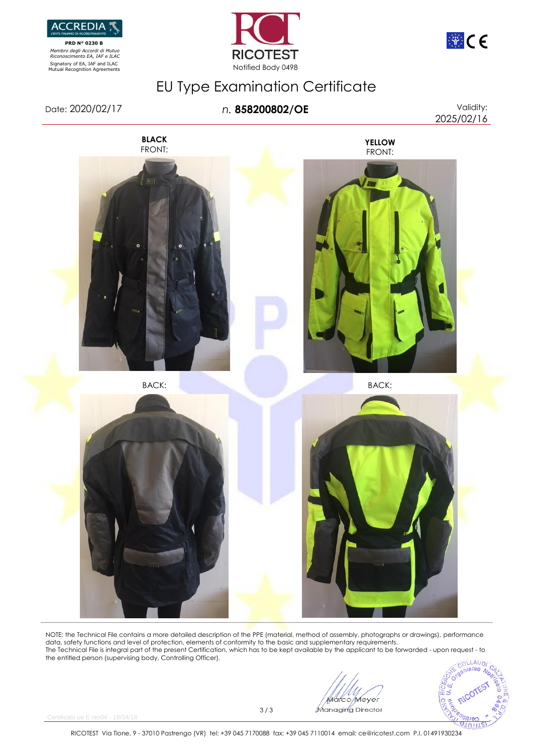ACCREDIA
L'ENTE ITALIANO DI ACCREDITAMENTO

**PRD N° 0230 B**

*Membro degli Accordi di Mutuo Riconoscimento EA, IAF e ILAC*

Signatory of EA, IAF and ILAC Mutual Recognition Agreements

RICOTEST
Notified Body 0498

# EU Type Examination Certificate

Date: 2020/02/17

*n.* **858200802/OE**

Validity: 2025/02/16

**BLACK**
FRONT:

**YELLOW**
FRONT:

BACK:

BACK:

NOTE: the Technical File contains a more detailed description of the PPE (material, method of assembly, photographs or drawings), performance data, safety functions and level of protection, elements of conformity to the basic and supplementary requirements.
The Technical File is integral part of the present Certification, which has to be kept available by the applicant to be forwarded - upon request - to the entitled person (supervising body, Controlling Officer).

Marco Meyer
Managing Director

Certificato ue E rev04 - 19/04/18

RICOTEST Via Tione, 9 - 37010 Pastrengo (VR) tel: +39 045 7170088 fax: +39 045 7110014 email: ce@ricotest.com P.I. 01491930234